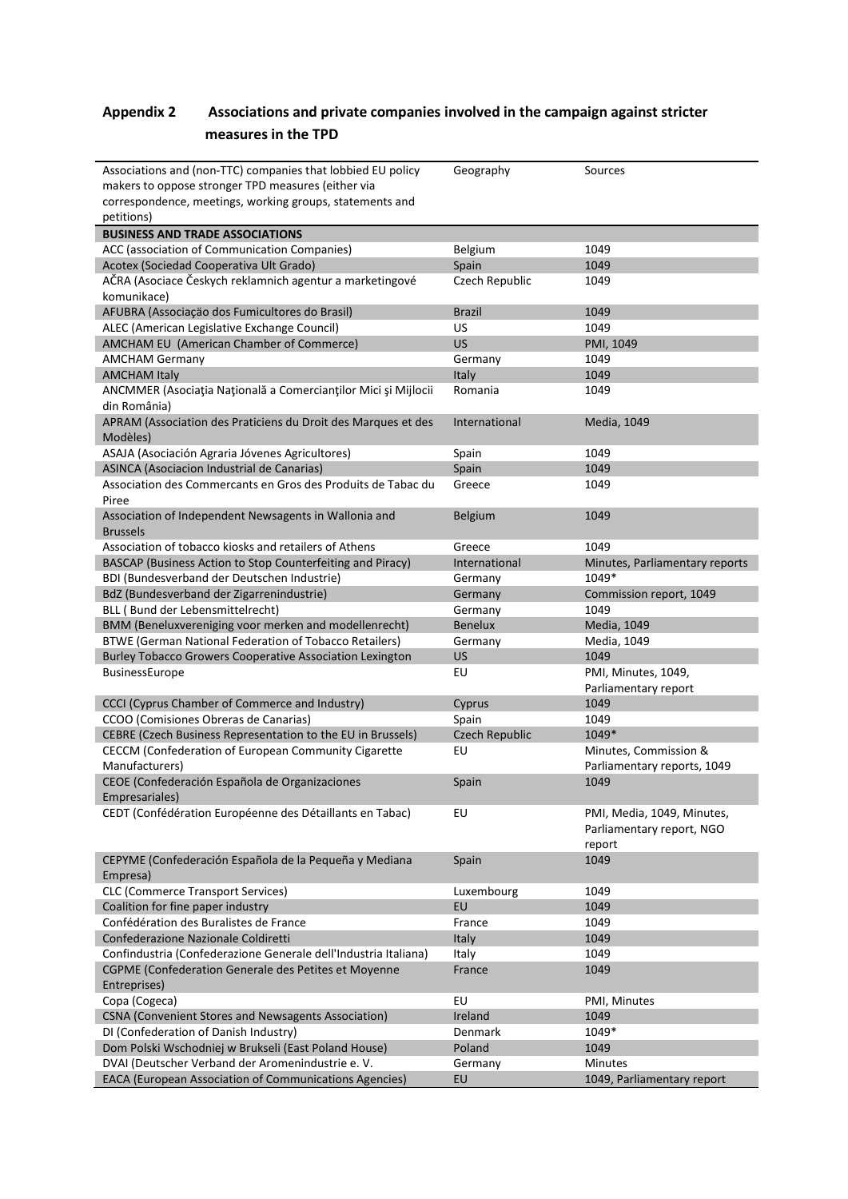## Appendix 2 Associations and private companies involved in the campaign against stricter measures in the TPD

| Associations and (non-TTC) companies that lobbied EU policy makers to oppose stronger TPD measures (either via correspondence, meetings, working groups, statements and petitions) | Geography | Sources |
|---|---|---|
| **BUSINESS AND TRADE ASSOCIATIONS** | | |
| ACC (association of Communication Companies) | Belgium | 1049 |
| Acotex (Sociedad Cooperativa Ult Grado) | Spain | 1049 |
| AČRA (Asociace Českych reklamnich agentur a marketingové komunikace) | Czech Republic | 1049 |
| AFUBRA (Associação dos Fumicultores do Brasil) | Brazil | 1049 |
| ALEC (American Legislative Exchange Council) | US | 1049 |
| AMCHAM EU (American Chamber of Commerce) | US | PMI, 1049 |
| AMCHAM Germany | Germany | 1049 |
| AMCHAM Italy | Italy | 1049 |
| ANCMMER (Asociaţia Naţională a Comercianţilor Mici şi Mijlocii din România) | Romania | 1049 |
| APRAM (Association des Praticiens du Droit des Marques et des Modèles) | International | Media, 1049 |
| ASAJA (Asociación Agraria Jóvenes Agricultores) | Spain | 1049 |
| ASINCA (Asociacion Industrial de Canarias) | Spain | 1049 |
| Association des Commercants en Gros des Produits de Tabac du Piree | Greece | 1049 |
| Association of Independent Newsagents in Wallonia and Brussels | Belgium | 1049 |
| Association of tobacco kiosks and retailers of Athens | Greece | 1049 |
| BASCAP (Business Action to Stop Counterfeiting and Piracy) | International | Minutes, Parliamentary reports |
| BDI (Bundesverband der Deutschen Industrie) | Germany | 1049* |
| BdZ (Bundesverband der Zigarrenindustrie) | Germany | Commission report, 1049 |
| BLL ( Bund der Lebensmittelrecht) | Germany | 1049 |
| BMM (Beneluxvereniging voor merken and modellenrecht) | Benelux | Media, 1049 |
| BTWE (German National Federation of Tobacco Retailers) | Germany | Media, 1049 |
| Burley Tobacco Growers Cooperative Association Lexington | US | 1049 |
| BusinessEurope | EU | PMI, Minutes, 1049, Parliamentary report |
| CCCI (Cyprus Chamber of Commerce and Industry) | Cyprus | 1049 |
| CCOO (Comisiones Obreras de Canarias) | Spain | 1049 |
| CEBRE (Czech Business Representation to the EU in Brussels) | Czech Republic | 1049* |
| CECCM (Confederation of European Community Cigarette Manufacturers) | EU | Minutes, Commission & Parliamentary reports, 1049 |
| CEOE (Confederación Española de Organizaciones Empresariales) | Spain | 1049 |
| CEDT (Confédération Européenne des Détaillants en Tabac) | EU | PMI, Media, 1049, Minutes, Parliamentary report, NGO report |
| CEPYME (Confederación Española de la Pequeña y Mediana Empresa) | Spain | 1049 |
| CLC (Commerce Transport Services) | Luxembourg | 1049 |
| Coalition for fine paper industry | EU | 1049 |
| Confédération des Buralistes de France | France | 1049 |
| Confederazione Nazionale Coldiretti | Italy | 1049 |
| Confindustria (Confederazione Generale dell'Industria Italiana) | Italy | 1049 |
| CGPME (Confederation Generale des Petites et Moyenne Entreprises) | France | 1049 |
| Copa (Cogeca) | EU | PMI, Minutes |
| CSNA (Convenient Stores and Newsagents Association) | Ireland | 1049 |
| DI (Confederation of Danish Industry) | Denmark | 1049* |
| Dom Polski Wschodniej w Brukseli (East Poland House) | Poland | 1049 |
| DVAI (Deutscher Verband der Aromenindustrie e. V. | Germany | Minutes |
| EACA (European Association of Communications Agencies) | EU | 1049, Parliamentary report |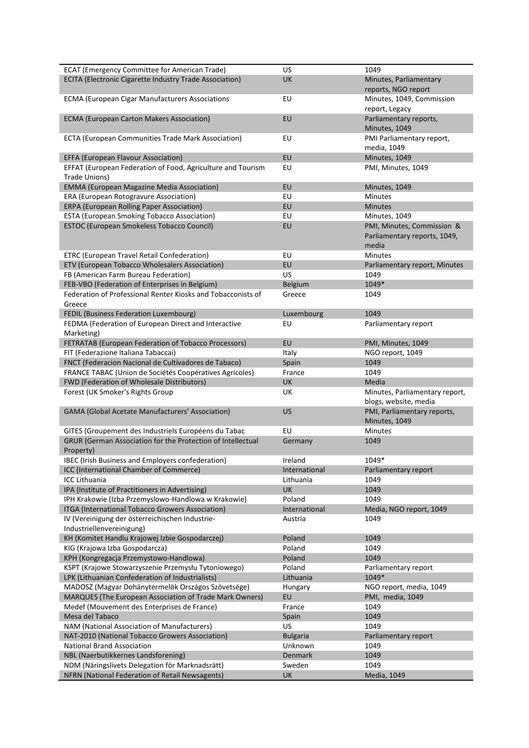| | | |
|---|---|---|
| ECAT (Emergency Committee for American Trade) | US | 1049 |
| ECITA (Electronic Cigarette Industry Trade Association) | UK | Minutes, Parliamentary reports, NGO report |
| ECMA (European Cigar Manufacturers Associations | EU | Minutes, 1049, Commission report, Legacy |
| ECMA (European Carton Makers Association) | EU | Parliamentary reports, Minutes, 1049 |
| ECTA (European Communities Trade Mark Association) | EU | PMI Parliamentary report, media, 1049 |
| EFFA (European Flavour Association) | EU | Minutes, 1049 |
| EFFAT (European Federation of Food, Agriculture and Tourism Trade Unions) | EU | PMI, Minutes, 1049 |
| EMMA (European Magazine Media Association) | EU | Minutes, 1049 |
| ERA (European Rotogravure Association) | EU | Minutes |
| ERPA (European Rolling Paper Association) | EU | Minutes |
| ESTA (European Smoking Tobacco Association) | EU | Minutes, 1049 |
| ESTOC (European Smokeless Tobacco Council) | EU | PMI, Minutes, Commission & Parliamentary reports, 1049, media |
| ETRC (European Travel Retail Confederation) | EU | Minutes |
| ETV (European Tobacco Wholesalers Association) | EU | Parliamentary report, Minutes |
| FB (American Farm Bureau Federation) | US | 1049 |
| FEB-VBO (Federation of Enterprises in Belgium) | Belgium | 1049* |
| Federation of Professional Renter Kiosks and Tobacconists of Greece | Greece | 1049 |
| FEDIL (Business Federation Luxembourg) | Luxembourg | 1049 |
| FEDMA (Federation of European Direct and Interactive Marketing) | EU | Parliamentary report |
| FETRATAB (European Federation of Tobacco Processors) | EU | PMI, Minutes, 1049 |
| FIT (Federazione Italiana Tabaccai) | Italy | NGO report, 1049 |
| FNCT (Federacion Nacional de Cultivadores de Tabaco) | Spain | 1049 |
| FRANCE TABAC (Union de Sociétés Coopératives Agricoles) | France | 1049 |
| FWD (Federation of Wholesale Distributors) | UK | Media |
| Forest (UK Smoker's Rights Group | UK | Minutes, Parliamentary report, blogs, website, media |
| GAMA (Global Acetate Manufacturers' Association) | US | PMI, Parliamentary reports, Minutes, 1049 |
| GITES (Groupement des Industriels Européens du Tabac | EU | Minutes |
| GRUR (German Association for the Protection of Intellectual Property) | Germany | 1049 |
| IBEC (Irish Business and Employers confederation) | Ireland | 1049* |
| ICC (International Chamber of Commerce) | International | Parliamentary report |
| ICC Lithuania | Lithuania | 1049 |
| IPA (Institute of Practitioners in Advertising) | UK | 1049 |
| IPH Krakowie (Izba Przemyslowo-Handlowa w Krakowie) | Poland | 1049 |
| ITGA (International Tobacco Growers Association) | International | Media, NGO report, 1049 |
| IV (Vereinigung der österreichischen Industrie-Industriellenvereinigung) | Austria | 1049 |
| KH (Komitet Handlu Krajowej Izbie Gospodarczej) | Poland | 1049 |
| KIG (Krajowa Izba Gospodarcza) | Poland | 1049 |
| KPH (Kongregacja Przemystowo-Handlowa) | Poland | 1049 |
| KSPT (Krajowe Stowarzyszenie Przemysłu Tytoniowego) | Poland | Parliamentary report |
| LPK (Lithuanian Confederation of Industrialists) | Lithuania | 1049* |
| MADOSZ (Magyar Dohánytermelök Országos Szövetsége) | Hungary | NGO report, media, 1049 |
| MARQUES (The European Association of Trade Mark Owners) | EU | PMI, media, 1049 |
| Medef (Mouvement des Enterprises de France) | France | 1049 |
| Mesa del Tabaco | Spain | 1049 |
| NAM (National Association of Manufacturers) | US | 1049 |
| NAT-2010 (National Tobacco Growers Association) | Bulgaria | Parliamentary report |
| National Brand Association | Unknown | 1049 |
| NBL (Naerbutikkernes Landsforening) | Denmark | 1049 |
| NDM (Näringslivets Delegation för Marknadsrätt) | Sweden | 1049 |
| NFRN (National Federation of Retail Newsagents) | UK | Media, 1049 |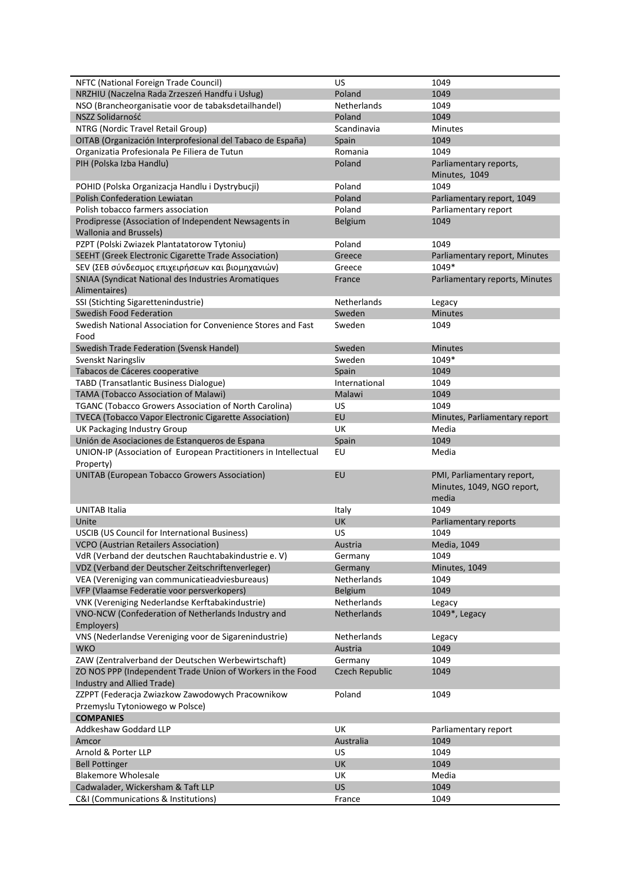| | | |
|---|---|---|
| NFTC (National Foreign Trade Council) | US | 1049 |
| NRZHIU (Naczelna Rada Zrzeszeń Handfu i Usług) | Poland | 1049 |
| NSO (Brancheorganisatie voor de tabaksdetailhandel) | Netherlands | 1049 |
| NSZZ Solidarność | Poland | 1049 |
| NTRG (Nordic Travel Retail Group) | Scandinavia | Minutes |
| OITAB (Organización Interprofesional del Tabaco de España) | Spain | 1049 |
| Organizatia Profesionala Pe Filiera de Tutun | Romania | 1049 |
| PIH (Polska Izba Handlu) | Poland | Parliamentary reports, Minutes, 1049 |
| POHID (Polska Organizacja Handlu i Dystrybucji) | Poland | 1049 |
| Polish Confederation Lewiatan | Poland | Parliamentary report, 1049 |
| Polish tobacco farmers association | Poland | Parliamentary report |
| Prodipresse (Association of Independent Newsagents in Wallonia and Brussels) | Belgium | 1049 |
| PZPT (Polski Zwiazek Plantatatorow Tytoniu) | Poland | 1049 |
| SEEHT (Greek Electronic Cigarette Trade Association) | Greece | Parliamentary report, Minutes |
| SEV (ΣΕΒ σύνδεσμος επιχειρήσεων και βιομηχανιών) | Greece | 1049* |
| SNIAA (Syndicat National des Industries Aromatiques Alimentaires) | France | Parliamentary reports, Minutes |
| SSI (Stichting Sigarettenindustrie) | Netherlands | Legacy |
| Swedish Food Federation | Sweden | Minutes |
| Swedish National Association for Convenience Stores and Fast Food | Sweden | 1049 |
| Swedish Trade Federation (Svensk Handel) | Sweden | Minutes |
| Svenskt Naringsliv | Sweden | 1049* |
| Tabacos de Cáceres cooperative | Spain | 1049 |
| TABD (Transatlantic Business Dialogue) | International | 1049 |
| TAMA (Tobacco Association of Malawi) | Malawi | 1049 |
| TGANC (Tobacco Growers Association of North Carolina) | US | 1049 |
| TVECA (Tobacco Vapor Electronic Cigarette Association) | EU | Minutes, Parliamentary report |
| UK Packaging Industry Group | UK | Media |
| Unión de Asociaciones de Estanqueros de Espana | Spain | 1049 |
| UNION-IP (Association of European Practitioners in Intellectual Property) | EU | Media |
| UNITAB (European Tobacco Growers Association) | EU | PMI, Parliamentary report, Minutes, 1049, NGO report, media |
| UNITAB Italia | Italy | 1049 |
| Unite | UK | Parliamentary reports |
| USCIB (US Council for International Business) | US | 1049 |
| VCPO (Austrian Retailers Association) | Austria | Media, 1049 |
| VdR (Verband der deutschen Rauchtabakindustrie e. V) | Germany | 1049 |
| VDZ (Verband der Deutscher Zeitschriftenverleger) | Germany | Minutes, 1049 |
| VEA (Vereniging van communicatieadviesbureaus) | Netherlands | 1049 |
| VFP (Vlaamse Federatie voor persverkopers) | Belgium | 1049 |
| VNK (Vereniging Nederlandse Kerftabakindustrie) | Netherlands | Legacy |
| VNO-NCW (Confederation of Netherlands Industry and Employers) | Netherlands | 1049*, Legacy |
| VNS (Nederlandse Vereniging voor de Sigarenindustrie) | Netherlands | Legacy |
| WKO | Austria | 1049 |
| ZAW (Zentralverband der Deutschen Werbewirtschaft) | Germany | 1049 |
| ZO NOS PPP (Independent Trade Union of Workers in the Food Industry and Allied Trade) | Czech Republic | 1049 |
| ZZPPT (Federacja Zwiazkow Zawodowych Pracownikow Przemyslu Tytoniowego w Polsce) | Poland | 1049 |
| **COMPANIES** | | |
| Addkeshaw Goddard LLP | UK | Parliamentary report |
| Amcor | Australia | 1049 |
| Arnold & Porter LLP | US | 1049 |
| Bell Pottinger | UK | 1049 |
| Blakemore Wholesale | UK | Media |
| Cadwalader, Wickersham & Taft LLP | US | 1049 |
| C&I (Communications & Institutions) | France | 1049 |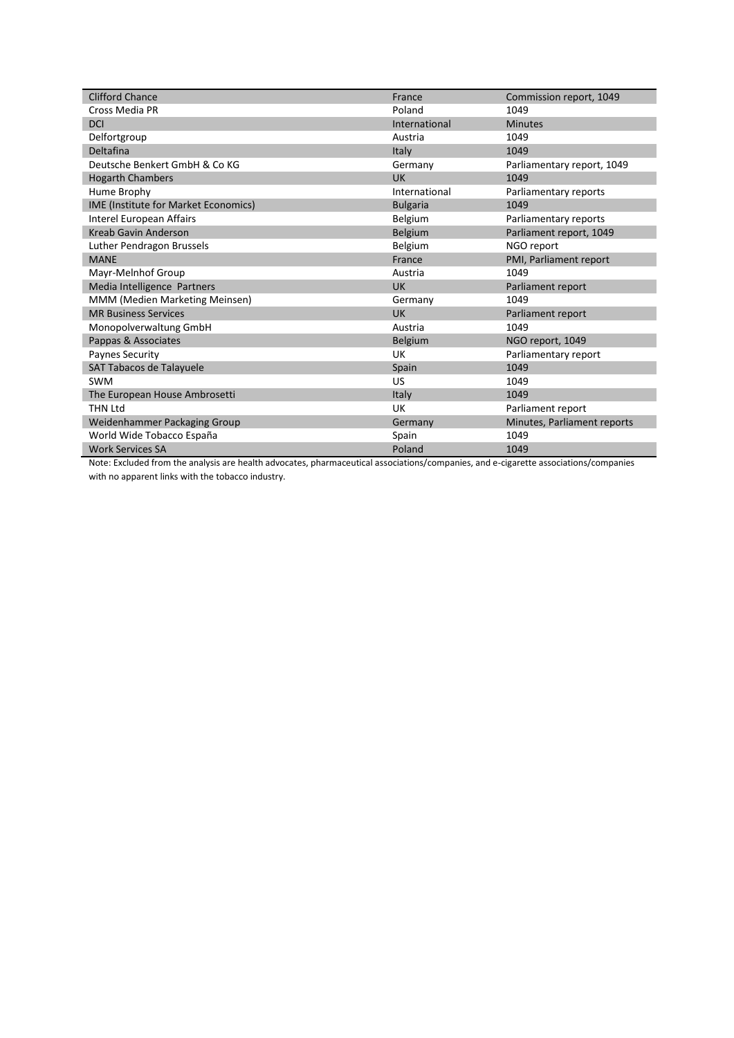| | | |
|---|---|---|
| Clifford Chance | France | Commission report, 1049 |
| Cross Media PR | Poland | 1049 |
| DCI | International | Minutes |
| Delfortgroup | Austria | 1049 |
| Deltafina | Italy | 1049 |
| Deutsche Benkert GmbH & Co KG | Germany | Parliamentary report, 1049 |
| Hogarth Chambers | UK | 1049 |
| Hume Brophy | International | Parliamentary reports |
| IME (Institute for Market Economics) | Bulgaria | 1049 |
| Interel European Affairs | Belgium | Parliamentary reports |
| Kreab Gavin Anderson | Belgium | Parliament report, 1049 |
| Luther Pendragon Brussels | Belgium | NGO report |
| MANE | France | PMI, Parliament report |
| Mayr-Melnhof Group | Austria | 1049 |
| Media Intelligence Partners | UK | Parliament report |
| MMM (Medien Marketing Meinsen) | Germany | 1049 |
| MR Business Services | UK | Parliament report |
| Monopolverwaltung GmbH | Austria | 1049 |
| Pappas & Associates | Belgium | NGO report, 1049 |
| Paynes Security | UK | Parliamentary report |
| SAT Tabacos de Talayuele | Spain | 1049 |
| SWM | US | 1049 |
| The European House Ambrosetti | Italy | 1049 |
| THN Ltd | UK | Parliament report |
| Weidenhammer Packaging Group | Germany | Minutes, Parliament reports |
| World Wide Tobacco España | Spain | 1049 |
| Work Services SA | Poland | 1049 |

Note: Excluded from the analysis are health advocates, pharmaceutical associations/companies, and e-cigarette associations/companies with no apparent links with the tobacco industry.